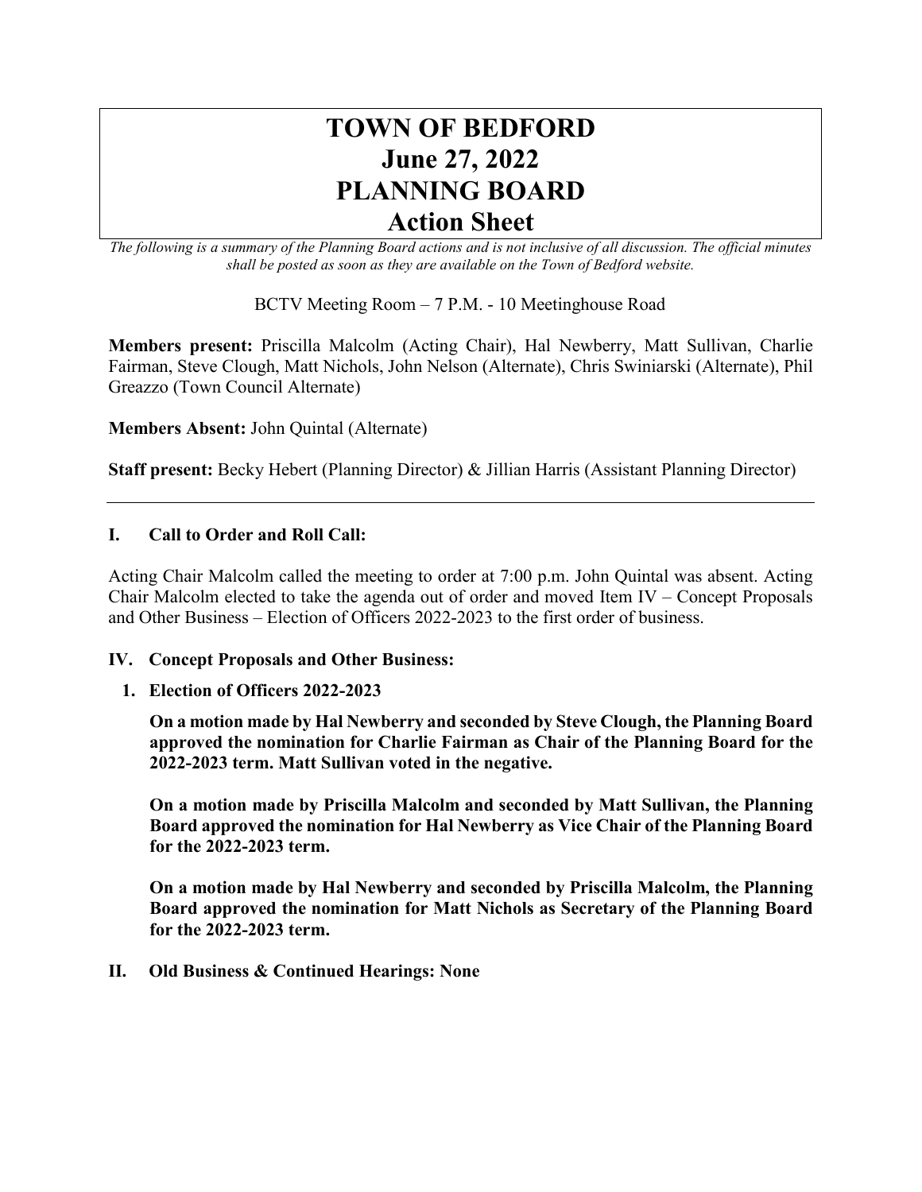# TOWN OF BEDFORD
# June 27, 2022
# PLANNING BOARD
# Action Sheet

*The following is a summary of the Planning Board actions and is not inclusive of all discussion. The official minutes shall be posted as soon as they are available on the Town of Bedford website.*

BCTV Meeting Room – 7 P.M. - 10 Meetinghouse Road

**Members present:** Priscilla Malcolm (Acting Chair), Hal Newberry, Matt Sullivan, Charlie Fairman, Steve Clough, Matt Nichols, John Nelson (Alternate), Chris Swiniarski (Alternate), Phil Greazzo (Town Council Alternate)

**Members Absent:** John Quintal (Alternate)

**Staff present:** Becky Hebert (Planning Director) & Jillian Harris (Assistant Planning Director)

---

## I. Call to Order and Roll Call:

Acting Chair Malcolm called the meeting to order at 7:00 p.m. John Quintal was absent. Acting Chair Malcolm elected to take the agenda out of order and moved Item IV – Concept Proposals and Other Business – Election of Officers 2022-2023 to the first order of business.

## IV. Concept Proposals and Other Business:

### 1. Election of Officers 2022-2023

**On a motion made by Hal Newberry and seconded by Steve Clough, the Planning Board approved the nomination for Charlie Fairman as Chair of the Planning Board for the 2022-2023 term. Matt Sullivan voted in the negative.**

**On a motion made by Priscilla Malcolm and seconded by Matt Sullivan, the Planning Board approved the nomination for Hal Newberry as Vice Chair of the Planning Board for the 2022-2023 term.**

**On a motion made by Hal Newberry and seconded by Priscilla Malcolm, the Planning Board approved the nomination for Matt Nichols as Secretary of the Planning Board for the 2022-2023 term.**

## II. Old Business & Continued Hearings: None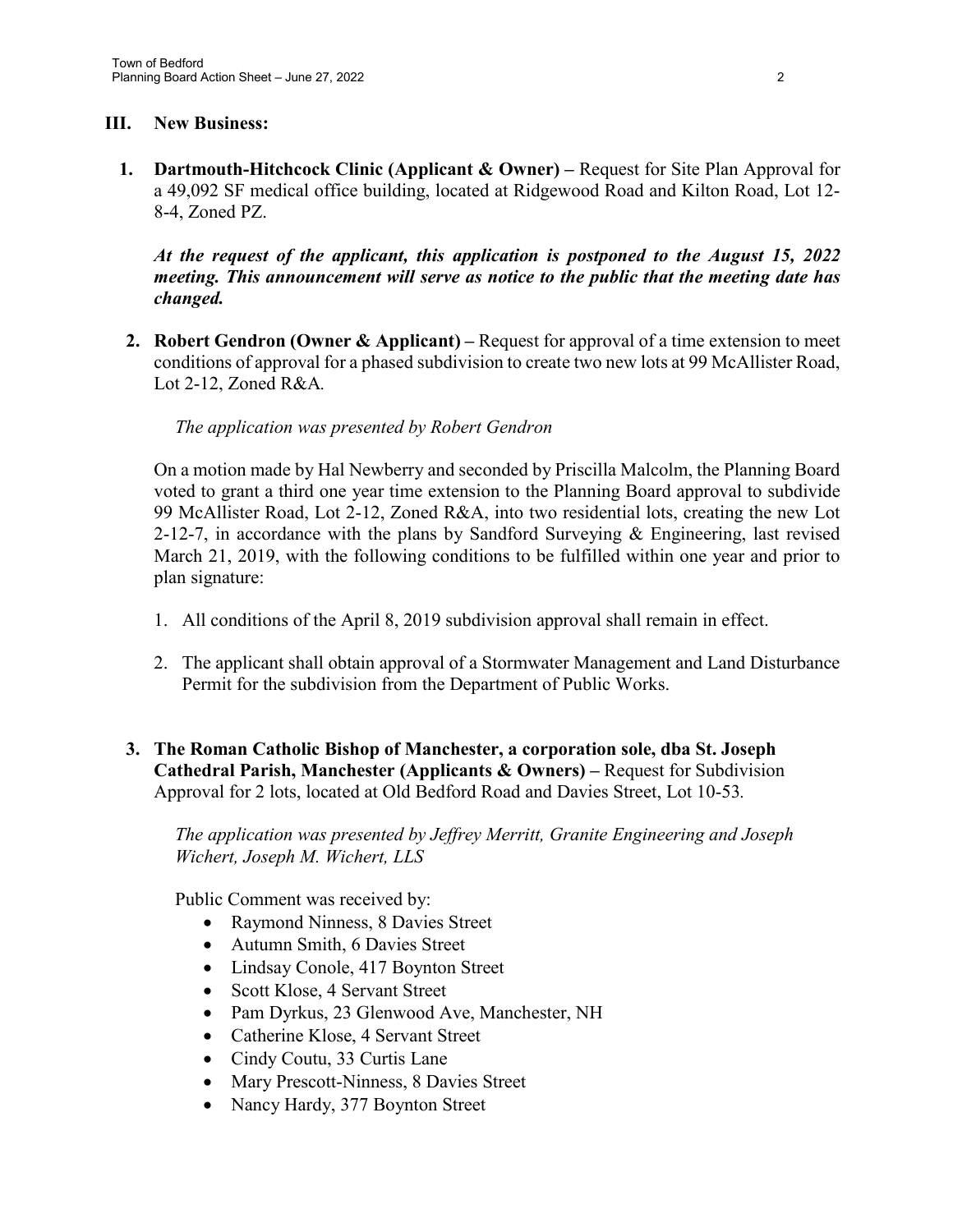## III. New Business:

1. **Dartmouth-Hitchcock Clinic (Applicant & Owner) –** Request for Site Plan Approval for a 49,092 SF medical office building, located at Ridgewood Road and Kilton Road, Lot 12-8-4, Zoned PZ.

   ***At the request of the applicant, this application is postponed to the August 15, 2022 meeting. This announcement will serve as notice to the public that the meeting date has changed.***

2. **Robert Gendron (Owner & Applicant) –** Request for approval of a time extension to meet conditions of approval for a phased subdivision to create two new lots at 99 McAllister Road, Lot 2-12, Zoned R&A.

   *The application was presented by Robert Gendron*

   On a motion made by Hal Newberry and seconded by Priscilla Malcolm, the Planning Board voted to grant a third one year time extension to the Planning Board approval to subdivide 99 McAllister Road, Lot 2-12, Zoned R&A, into two residential lots, creating the new Lot 2-12-7, in accordance with the plans by Sandford Surveying & Engineering, last revised March 21, 2019, with the following conditions to be fulfilled within one year and prior to plan signature:

   1. All conditions of the April 8, 2019 subdivision approval shall remain in effect.
   2. The applicant shall obtain approval of a Stormwater Management and Land Disturbance Permit for the subdivision from the Department of Public Works.

3. **The Roman Catholic Bishop of Manchester, a corporation sole, dba St. Joseph Cathedral Parish, Manchester (Applicants & Owners) –** Request for Subdivision Approval for 2 lots, located at Old Bedford Road and Davies Street, Lot 10-53.

   *The application was presented by Jeffrey Merritt, Granite Engineering and Joseph Wichert, Joseph M. Wichert, LLS*

   Public Comment was received by:
   - Raymond Ninness, 8 Davies Street
   - Autumn Smith, 6 Davies Street
   - Lindsay Conole, 417 Boynton Street
   - Scott Klose, 4 Servant Street
   - Pam Dyrkus, 23 Glenwood Ave, Manchester, NH
   - Catherine Klose, 4 Servant Street
   - Cindy Coutu, 33 Curtis Lane
   - Mary Prescott-Ninness, 8 Davies Street
   - Nancy Hardy, 377 Boynton Street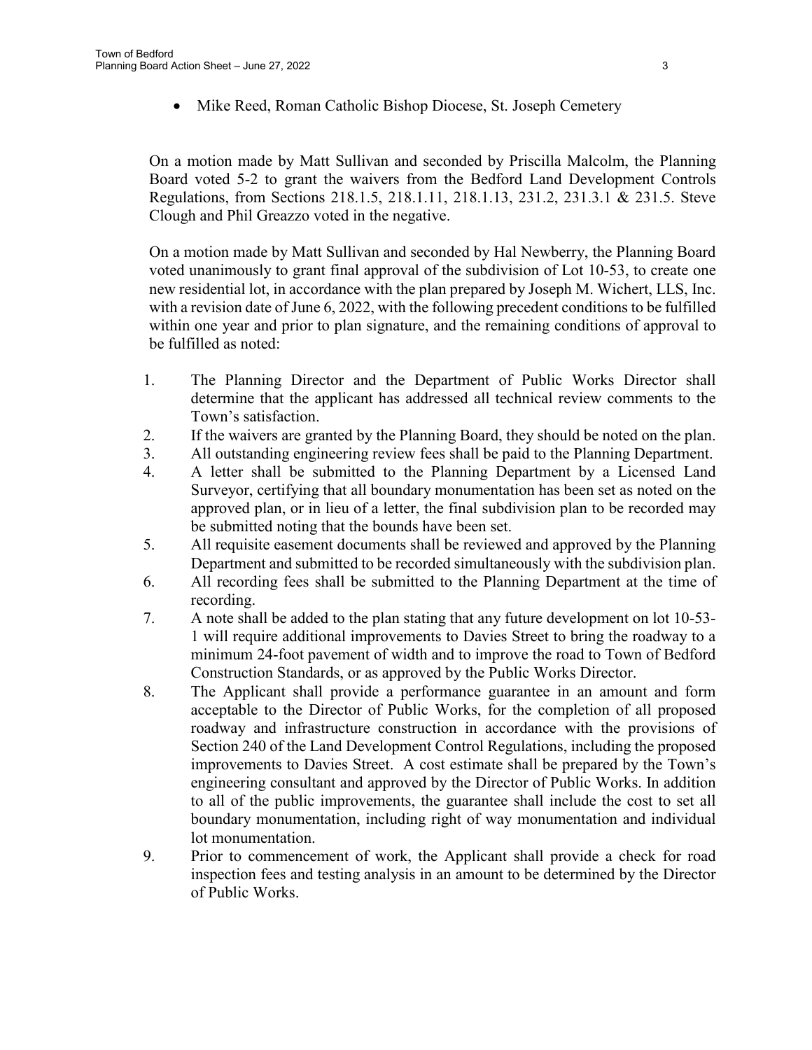- Mike Reed, Roman Catholic Bishop Diocese, St. Joseph Cemetery

On a motion made by Matt Sullivan and seconded by Priscilla Malcolm, the Planning Board voted 5-2 to grant the waivers from the Bedford Land Development Controls Regulations, from Sections 218.1.5, 218.1.11, 218.1.13, 231.2, 231.3.1 & 231.5. Steve Clough and Phil Greazzo voted in the negative.

On a motion made by Matt Sullivan and seconded by Hal Newberry, the Planning Board voted unanimously to grant final approval of the subdivision of Lot 10-53, to create one new residential lot, in accordance with the plan prepared by Joseph M. Wichert, LLS, Inc. with a revision date of June 6, 2022, with the following precedent conditions to be fulfilled within one year and prior to plan signature, and the remaining conditions of approval to be fulfilled as noted:

1. The Planning Director and the Department of Public Works Director shall determine that the applicant has addressed all technical review comments to the Town's satisfaction.
2. If the waivers are granted by the Planning Board, they should be noted on the plan.
3. All outstanding engineering review fees shall be paid to the Planning Department.
4. A letter shall be submitted to the Planning Department by a Licensed Land Surveyor, certifying that all boundary monumentation has been set as noted on the approved plan, or in lieu of a letter, the final subdivision plan to be recorded may be submitted noting that the bounds have been set.
5. All requisite easement documents shall be reviewed and approved by the Planning Department and submitted to be recorded simultaneously with the subdivision plan.
6. All recording fees shall be submitted to the Planning Department at the time of recording.
7. A note shall be added to the plan stating that any future development on lot 10-53-1 will require additional improvements to Davies Street to bring the roadway to a minimum 24-foot pavement of width and to improve the road to Town of Bedford Construction Standards, or as approved by the Public Works Director.
8. The Applicant shall provide a performance guarantee in an amount and form acceptable to the Director of Public Works, for the completion of all proposed roadway and infrastructure construction in accordance with the provisions of Section 240 of the Land Development Control Regulations, including the proposed improvements to Davies Street. A cost estimate shall be prepared by the Town's engineering consultant and approved by the Director of Public Works. In addition to all of the public improvements, the guarantee shall include the cost to set all boundary monumentation, including right of way monumentation and individual lot monumentation.
9. Prior to commencement of work, the Applicant shall provide a check for road inspection fees and testing analysis in an amount to be determined by the Director of Public Works.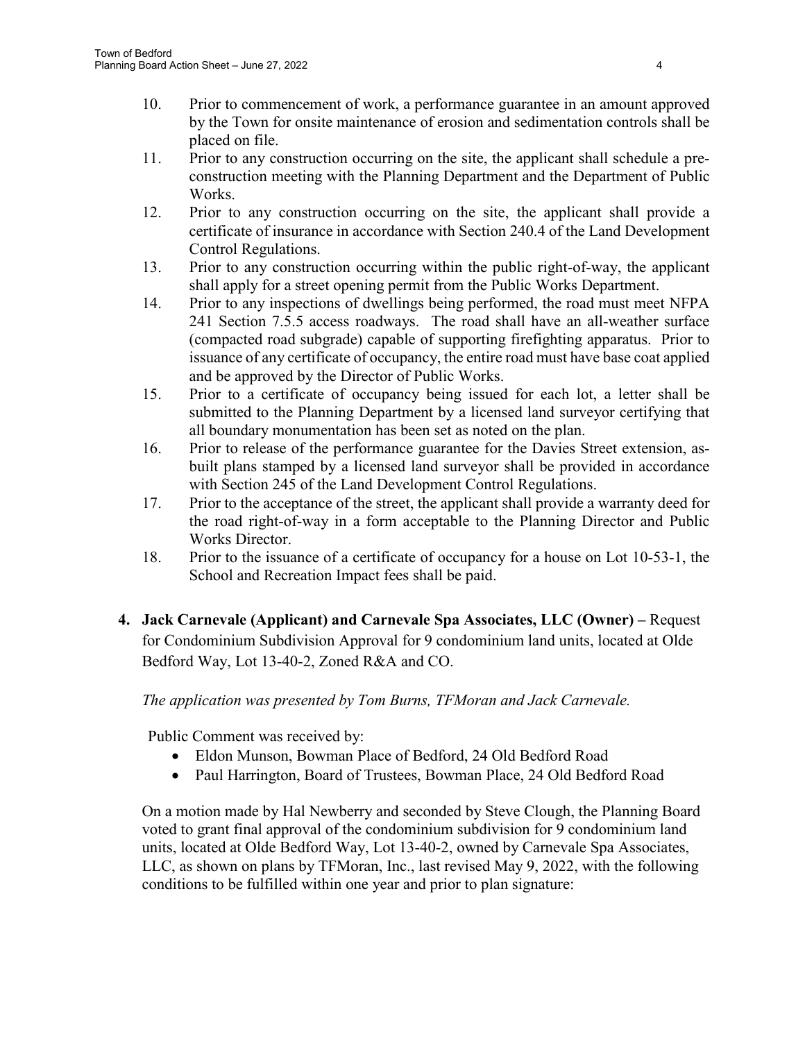10. Prior to commencement of work, a performance guarantee in an amount approved by the Town for onsite maintenance of erosion and sedimentation controls shall be placed on file.
11. Prior to any construction occurring on the site, the applicant shall schedule a pre-construction meeting with the Planning Department and the Department of Public Works.
12. Prior to any construction occurring on the site, the applicant shall provide a certificate of insurance in accordance with Section 240.4 of the Land Development Control Regulations.
13. Prior to any construction occurring within the public right-of-way, the applicant shall apply for a street opening permit from the Public Works Department.
14. Prior to any inspections of dwellings being performed, the road must meet NFPA 241 Section 7.5.5 access roadways. The road shall have an all-weather surface (compacted road subgrade) capable of supporting firefighting apparatus. Prior to issuance of any certificate of occupancy, the entire road must have base coat applied and be approved by the Director of Public Works.
15. Prior to a certificate of occupancy being issued for each lot, a letter shall be submitted to the Planning Department by a licensed land surveyor certifying that all boundary monumentation has been set as noted on the plan.
16. Prior to release of the performance guarantee for the Davies Street extension, as-built plans stamped by a licensed land surveyor shall be provided in accordance with Section 245 of the Land Development Control Regulations.
17. Prior to the acceptance of the street, the applicant shall provide a warranty deed for the road right-of-way in a form acceptable to the Planning Director and Public Works Director.
18. Prior to the issuance of a certificate of occupancy for a house on Lot 10-53-1, the School and Recreation Impact fees shall be paid.

**4. Jack Carnevale (Applicant) and Carnevale Spa Associates, LLC (Owner) –** Request for Condominium Subdivision Approval for 9 condominium land units, located at Olde Bedford Way, Lot 13-40-2, Zoned R&A and CO.

*The application was presented by Tom Burns, TFMoran and Jack Carnevale.*

Public Comment was received by:

- Eldon Munson, Bowman Place of Bedford, 24 Old Bedford Road
- Paul Harrington, Board of Trustees, Bowman Place, 24 Old Bedford Road

On a motion made by Hal Newberry and seconded by Steve Clough, the Planning Board voted to grant final approval of the condominium subdivision for 9 condominium land units, located at Olde Bedford Way, Lot 13-40-2, owned by Carnevale Spa Associates, LLC, as shown on plans by TFMoran, Inc., last revised May 9, 2022, with the following conditions to be fulfilled within one year and prior to plan signature: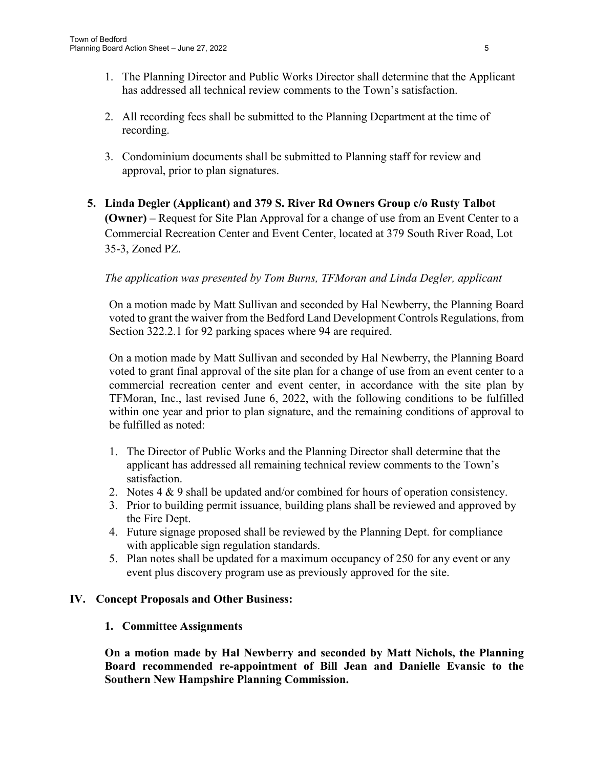1. The Planning Director and Public Works Director shall determine that the Applicant has addressed all technical review comments to the Town's satisfaction.

2. All recording fees shall be submitted to the Planning Department at the time of recording.

3. Condominium documents shall be submitted to Planning staff for review and approval, prior to plan signatures.

**5. Linda Degler (Applicant) and 379 S. River Rd Owners Group c/o Rusty Talbot (Owner) –** Request for Site Plan Approval for a change of use from an Event Center to a Commercial Recreation Center and Event Center, located at 379 South River Road, Lot 35-3, Zoned PZ.

*The application was presented by Tom Burns, TFMoran and Linda Degler, applicant*

On a motion made by Matt Sullivan and seconded by Hal Newberry, the Planning Board voted to grant the waiver from the Bedford Land Development Controls Regulations, from Section 322.2.1 for 92 parking spaces where 94 are required.

On a motion made by Matt Sullivan and seconded by Hal Newberry, the Planning Board voted to grant final approval of the site plan for a change of use from an event center to a commercial recreation center and event center, in accordance with the site plan by TFMoran, Inc., last revised June 6, 2022, with the following conditions to be fulfilled within one year and prior to plan signature, and the remaining conditions of approval to be fulfilled as noted:

1. The Director of Public Works and the Planning Director shall determine that the applicant has addressed all remaining technical review comments to the Town's satisfaction.
2. Notes 4 & 9 shall be updated and/or combined for hours of operation consistency.
3. Prior to building permit issuance, building plans shall be reviewed and approved by the Fire Dept.
4. Future signage proposed shall be reviewed by the Planning Dept. for compliance with applicable sign regulation standards.
5. Plan notes shall be updated for a maximum occupancy of 250 for any event or any event plus discovery program use as previously approved for the site.

## IV. Concept Proposals and Other Business:

### 1. Committee Assignments

**On a motion made by Hal Newberry and seconded by Matt Nichols, the Planning Board recommended re-appointment of Bill Jean and Danielle Evansic to the Southern New Hampshire Planning Commission.**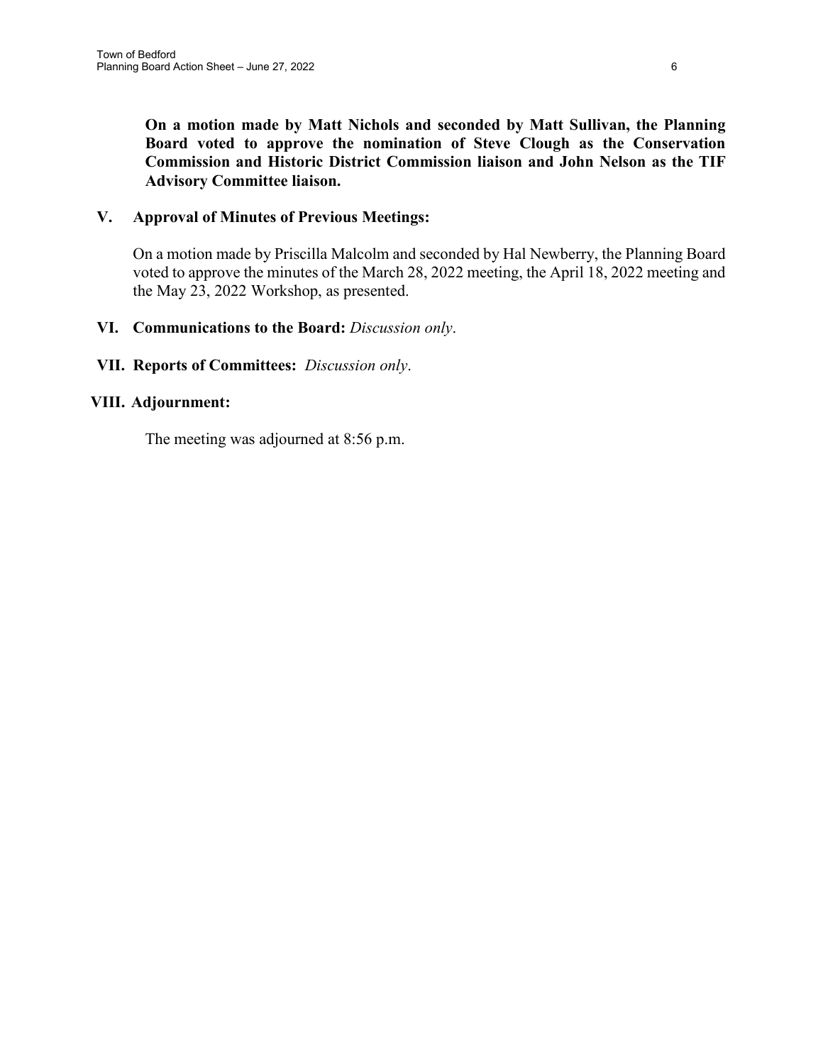**On a motion made by Matt Nichols and seconded by Matt Sullivan, the Planning Board voted to approve the nomination of Steve Clough as the Conservation Commission and Historic District Commission liaison and John Nelson as the TIF Advisory Committee liaison.**

## V. Approval of Minutes of Previous Meetings:

On a motion made by Priscilla Malcolm and seconded by Hal Newberry, the Planning Board voted to approve the minutes of the March 28, 2022 meeting, the April 18, 2022 meeting and the May 23, 2022 Workshop, as presented.

## VI. Communications to the Board: *Discussion only*.

## VII. Reports of Committees: *Discussion only*.

## VIII. Adjournment:

The meeting was adjourned at 8:56 p.m.